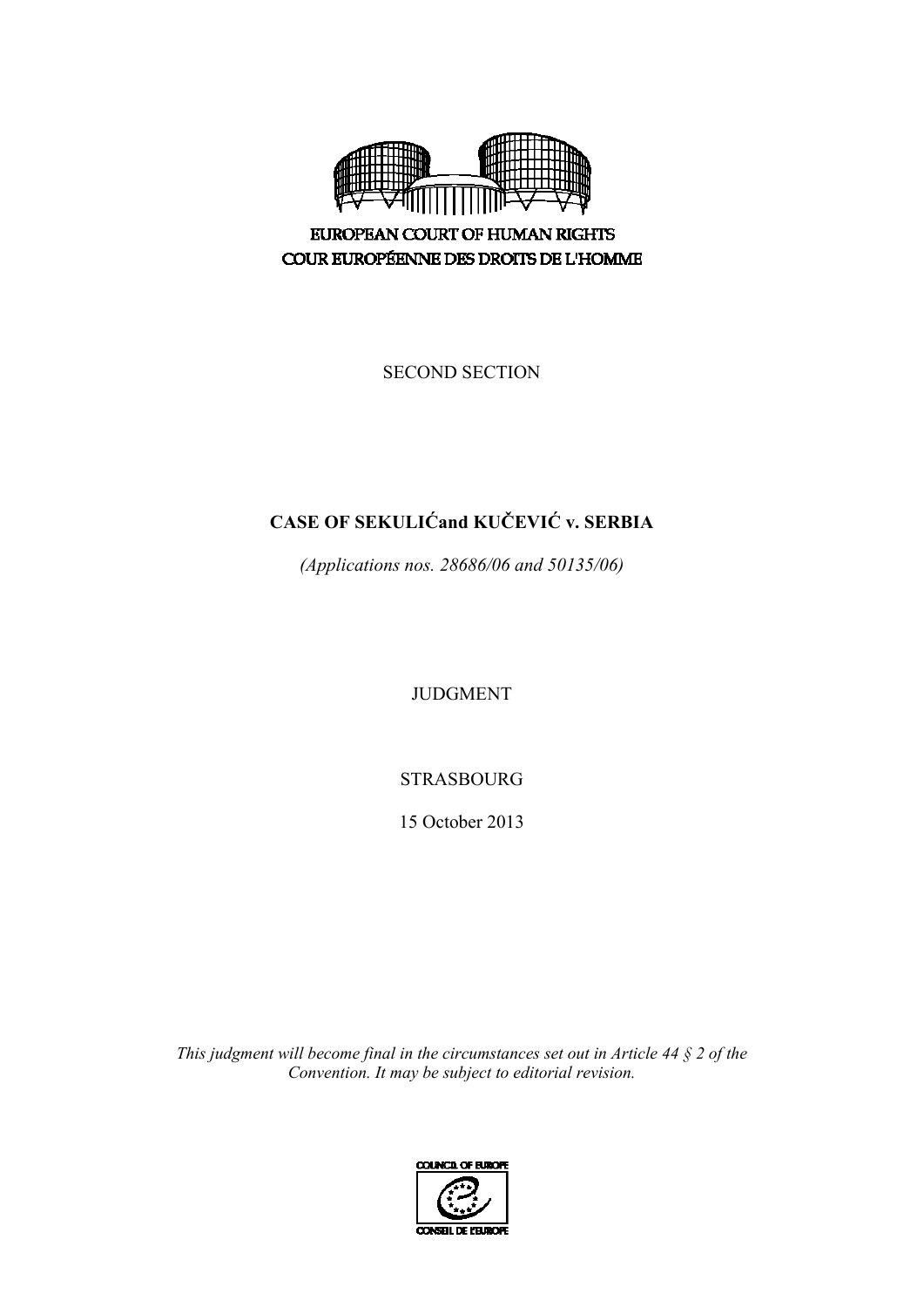EUROPEAN COURT OF HUMAN RIGHTS
COUR EUROPÉENNE DES DROITS DE L'HOMME

SECOND SECTION

# CASE OF SEKULIĆand KUČEVIĆ v. SERBIA

*(Applications nos. 28686/06 and 50135/06)*

JUDGMENT

STRASBOURG

15 October 2013

*This judgment will become final in the circumstances set out in Article 44 § 2 of the Convention. It may be subject to editorial revision.*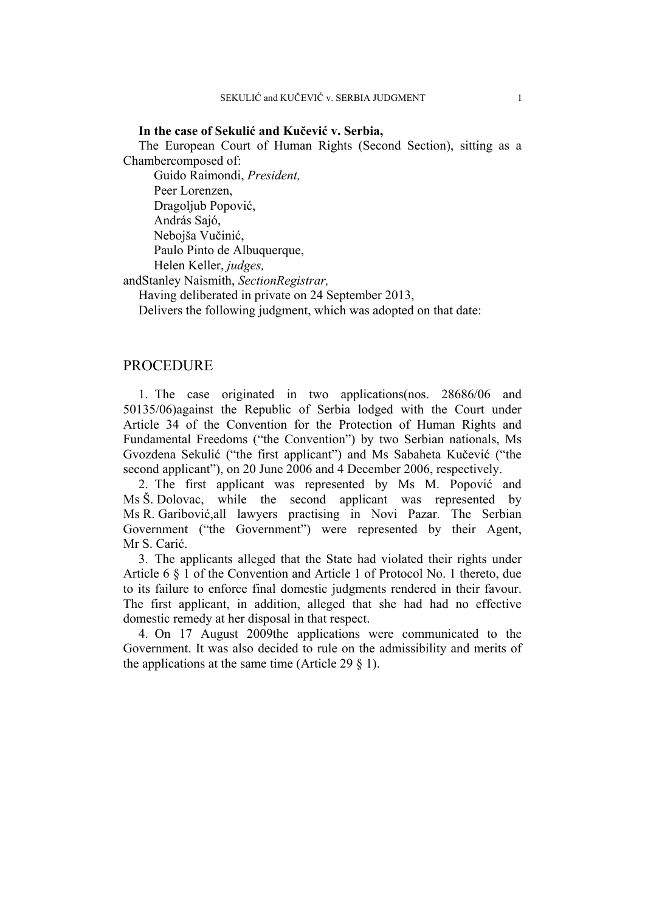**In the case of Sekulić and Kučević v. Serbia,**

The European Court of Human Rights (Second Section), sitting as a Chambercomposed of:

Guido Raimondi, *President,*
Peer Lorenzen,
Dragoljub Popović,
András Sajó,
Nebojša Vučinić,
Paulo Pinto de Albuquerque,
Helen Keller, *judges,*
andStanley Naismith, *SectionRegistrar,*

Having deliberated in private on 24 September 2013,

Delivers the following judgment, which was adopted on that date:

# PROCEDURE

1. The case originated in two applications(nos. 28686/06 and 50135/06)against the Republic of Serbia lodged with the Court under Article 34 of the Convention for the Protection of Human Rights and Fundamental Freedoms ("the Convention") by two Serbian nationals, Ms Gvozdena Sekulić ("the first applicant") and Ms Sabaheta Kučević ("the second applicant"), on 20 June 2006 and 4 December 2006, respectively.

2. The first applicant was represented by Ms M. Popović and Ms Š. Dolovac, while the second applicant was represented by Ms R. Garibović,all lawyers practising in Novi Pazar. The Serbian Government ("the Government") were represented by their Agent, Mr S. Carić.

3. The applicants alleged that the State had violated their rights under Article 6 § 1 of the Convention and Article 1 of Protocol No. 1 thereto, due to its failure to enforce final domestic judgments rendered in their favour. The first applicant, in addition, alleged that she had had no effective domestic remedy at her disposal in that respect.

4. On 17 August 2009the applications were communicated to the Government. It was also decided to rule on the admissibility and merits of the applications at the same time (Article 29 § 1).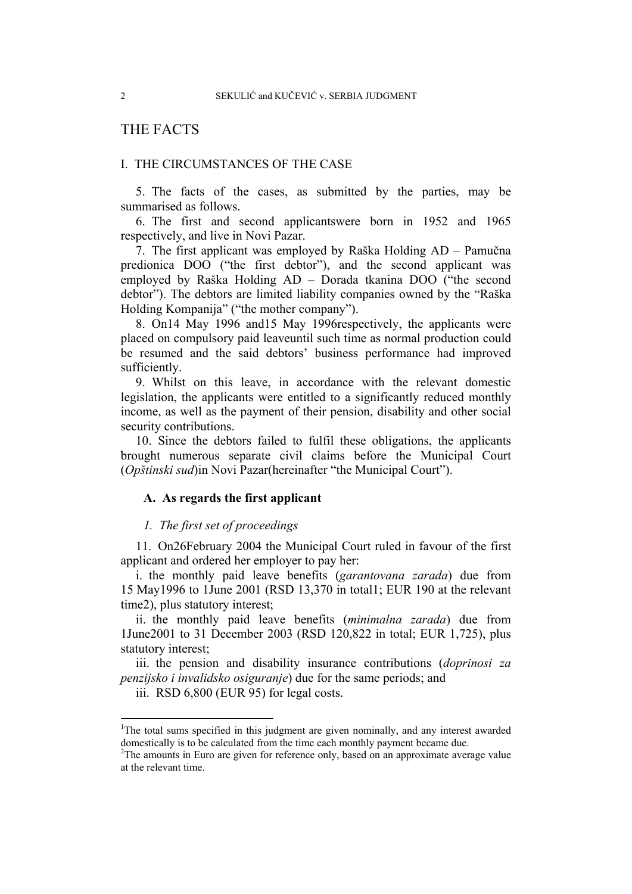# THE FACTS

## I. THE CIRCUMSTANCES OF THE CASE

5. The facts of the cases, as submitted by the parties, may be summarised as follows.

6. The first and second applicantswere born in 1952 and 1965 respectively, and live in Novi Pazar.

7. The first applicant was employed by Raška Holding AD – Pamučna predionica DOO ("the first debtor"), and the second applicant was employed by Raška Holding AD – Dorada tkanina DOO ("the second debtor"). The debtors are limited liability companies owned by the "Raška Holding Kompanija" ("the mother company").

8. On14 May 1996 and15 May 1996respectively, the applicants were placed on compulsory paid leaveuntil such time as normal production could be resumed and the said debtors' business performance had improved sufficiently.

9. Whilst on this leave, in accordance with the relevant domestic legislation, the applicants were entitled to a significantly reduced monthly income, as well as the payment of their pension, disability and other social security contributions.

10. Since the debtors failed to fulfil these obligations, the applicants brought numerous separate civil claims before the Municipal Court (*Opštinski sud*)in Novi Pazar(hereinafter "the Municipal Court").

### A. As regards the first applicant

#### *1. The first set of proceedings*

11. On26February 2004 the Municipal Court ruled in favour of the first applicant and ordered her employer to pay her:

i. the monthly paid leave benefits (*garantovana zarada*) due from 15 May1996 to 1June 2001 (RSD 13,370 in total[1]; EUR 190 at the relevant time[2]), plus statutory interest;

ii. the monthly paid leave benefits (*minimalna zarada*) due from 1June2001 to 31 December 2003 (RSD 120,822 in total; EUR 1,725), plus statutory interest;

iii. the pension and disability insurance contributions (*doprinosi za penzijsko i invalidsko osiguranje*) due for the same periods; and

iii. RSD 6,800 (EUR 95) for legal costs.

---

[1]The total sums specified in this judgment are given nominally, and any interest awarded domestically is to be calculated from the time each monthly payment became due.

[2]The amounts in Euro are given for reference only, based on an approximate average value at the relevant time.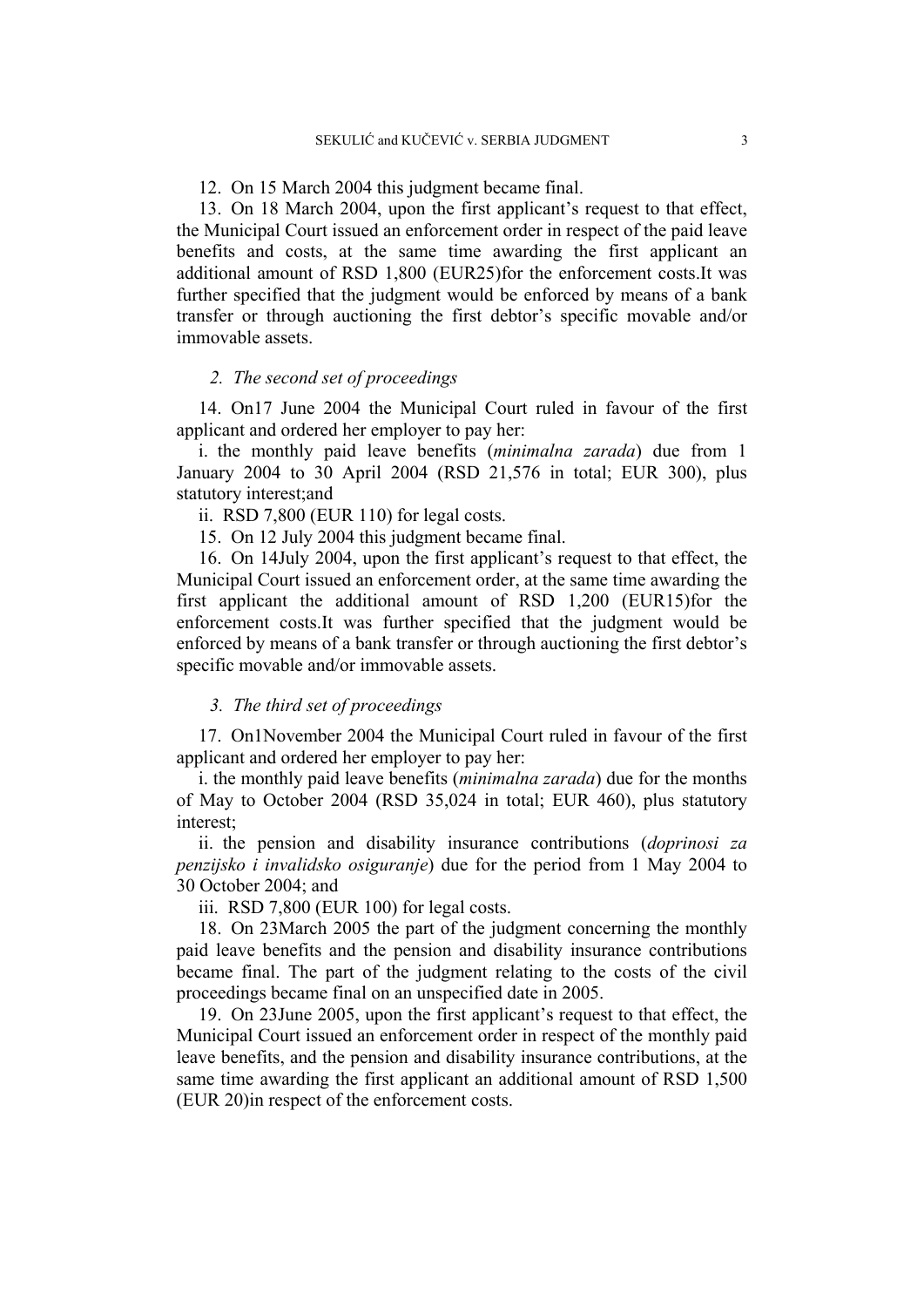12. On 15 March 2004 this judgment became final.

13. On 18 March 2004, upon the first applicant's request to that effect, the Municipal Court issued an enforcement order in respect of the paid leave benefits and costs, at the same time awarding the first applicant an additional amount of RSD 1,800 (EUR25)for the enforcement costs.It was further specified that the judgment would be enforced by means of a bank transfer or through auctioning the first debtor's specific movable and/or immovable assets.

### *2. The second set of proceedings*

14. On17 June 2004 the Municipal Court ruled in favour of the first applicant and ordered her employer to pay her:

i. the monthly paid leave benefits (*minimalna zarada*) due from 1 January 2004 to 30 April 2004 (RSD 21,576 in total; EUR 300), plus statutory interest;and

ii. RSD 7,800 (EUR 110) for legal costs.

15. On 12 July 2004 this judgment became final.

16. On 14July 2004, upon the first applicant's request to that effect, the Municipal Court issued an enforcement order, at the same time awarding the first applicant the additional amount of RSD 1,200 (EUR15)for the enforcement costs.It was further specified that the judgment would be enforced by means of a bank transfer or through auctioning the first debtor's specific movable and/or immovable assets.

### *3. The third set of proceedings*

17. On1November 2004 the Municipal Court ruled in favour of the first applicant and ordered her employer to pay her:

i. the monthly paid leave benefits (*minimalna zarada*) due for the months of May to October 2004 (RSD 35,024 in total; EUR 460), plus statutory interest;

ii. the pension and disability insurance contributions (*doprinosi za penzijsko i invalidsko osiguranje*) due for the period from 1 May 2004 to 30 October 2004; and

iii. RSD 7,800 (EUR 100) for legal costs.

18. On 23March 2005 the part of the judgment concerning the monthly paid leave benefits and the pension and disability insurance contributions became final. The part of the judgment relating to the costs of the civil proceedings became final on an unspecified date in 2005.

19. On 23June 2005, upon the first applicant's request to that effect, the Municipal Court issued an enforcement order in respect of the monthly paid leave benefits, and the pension and disability insurance contributions, at the same time awarding the first applicant an additional amount of RSD 1,500 (EUR 20)in respect of the enforcement costs.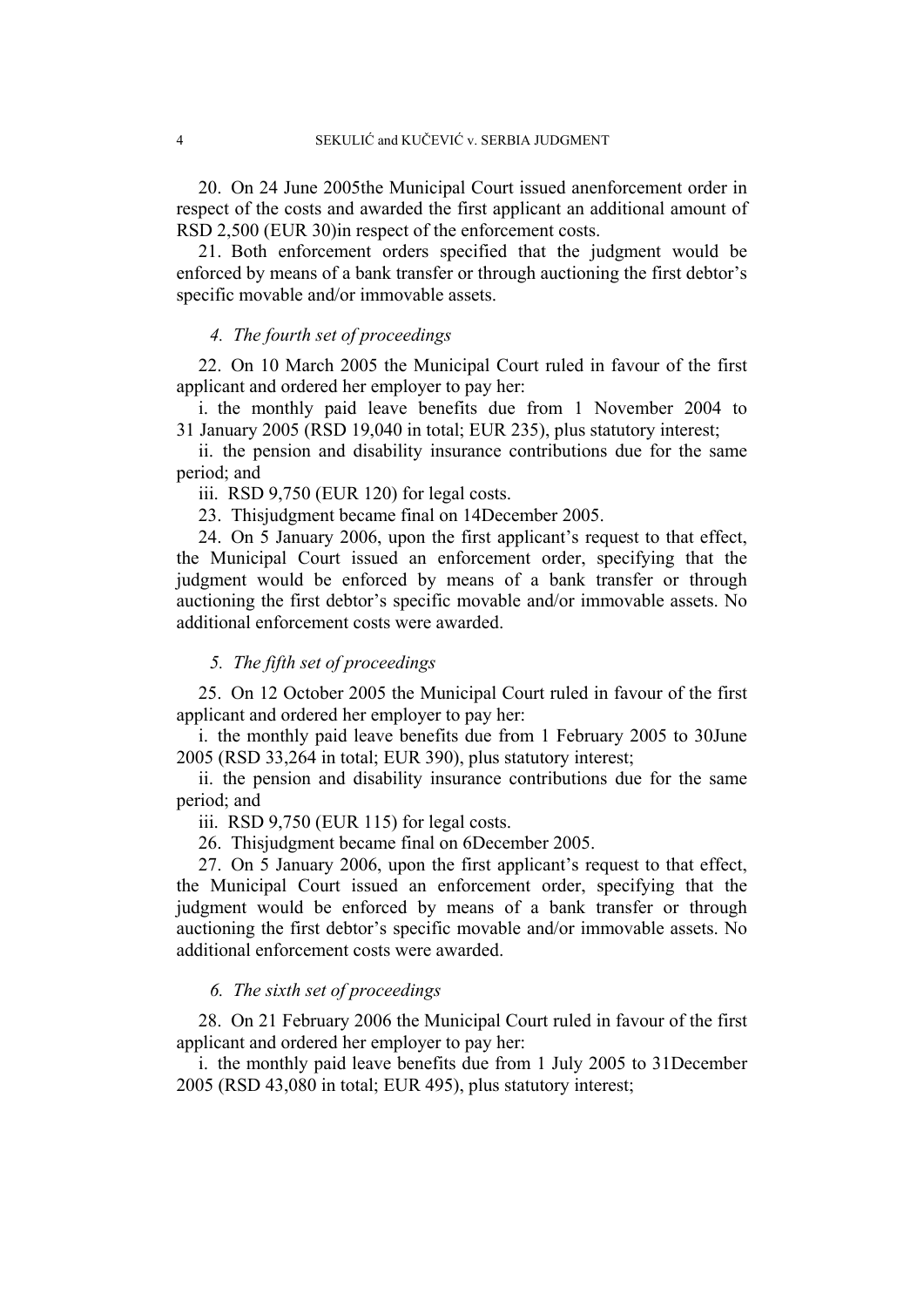20. On 24 June 2005the Municipal Court issued anenforcement order in respect of the costs and awarded the first applicant an additional amount of RSD 2,500 (EUR 30)in respect of the enforcement costs.

21. Both enforcement orders specified that the judgment would be enforced by means of a bank transfer or through auctioning the first debtor's specific movable and/or immovable assets.

### *4. The fourth set of proceedings*

22. On 10 March 2005 the Municipal Court ruled in favour of the first applicant and ordered her employer to pay her:

i. the monthly paid leave benefits due from 1 November 2004 to 31 January 2005 (RSD 19,040 in total; EUR 235), plus statutory interest;

ii. the pension and disability insurance contributions due for the same period; and

iii. RSD 9,750 (EUR 120) for legal costs.

23. Thisjudgment became final on 14December 2005.

24. On 5 January 2006, upon the first applicant's request to that effect, the Municipal Court issued an enforcement order, specifying that the judgment would be enforced by means of a bank transfer or through auctioning the first debtor's specific movable and/or immovable assets. No additional enforcement costs were awarded.

### *5. The fifth set of proceedings*

25. On 12 October 2005 the Municipal Court ruled in favour of the first applicant and ordered her employer to pay her:

i. the monthly paid leave benefits due from 1 February 2005 to 30June 2005 (RSD 33,264 in total; EUR 390), plus statutory interest;

ii. the pension and disability insurance contributions due for the same period; and

iii. RSD 9,750 (EUR 115) for legal costs.

26. Thisjudgment became final on 6December 2005.

27. On 5 January 2006, upon the first applicant's request to that effect, the Municipal Court issued an enforcement order, specifying that the judgment would be enforced by means of a bank transfer or through auctioning the first debtor's specific movable and/or immovable assets. No additional enforcement costs were awarded.

### *6. The sixth set of proceedings*

28. On 21 February 2006 the Municipal Court ruled in favour of the first applicant and ordered her employer to pay her:

i. the monthly paid leave benefits due from 1 July 2005 to 31December 2005 (RSD 43,080 in total; EUR 495), plus statutory interest;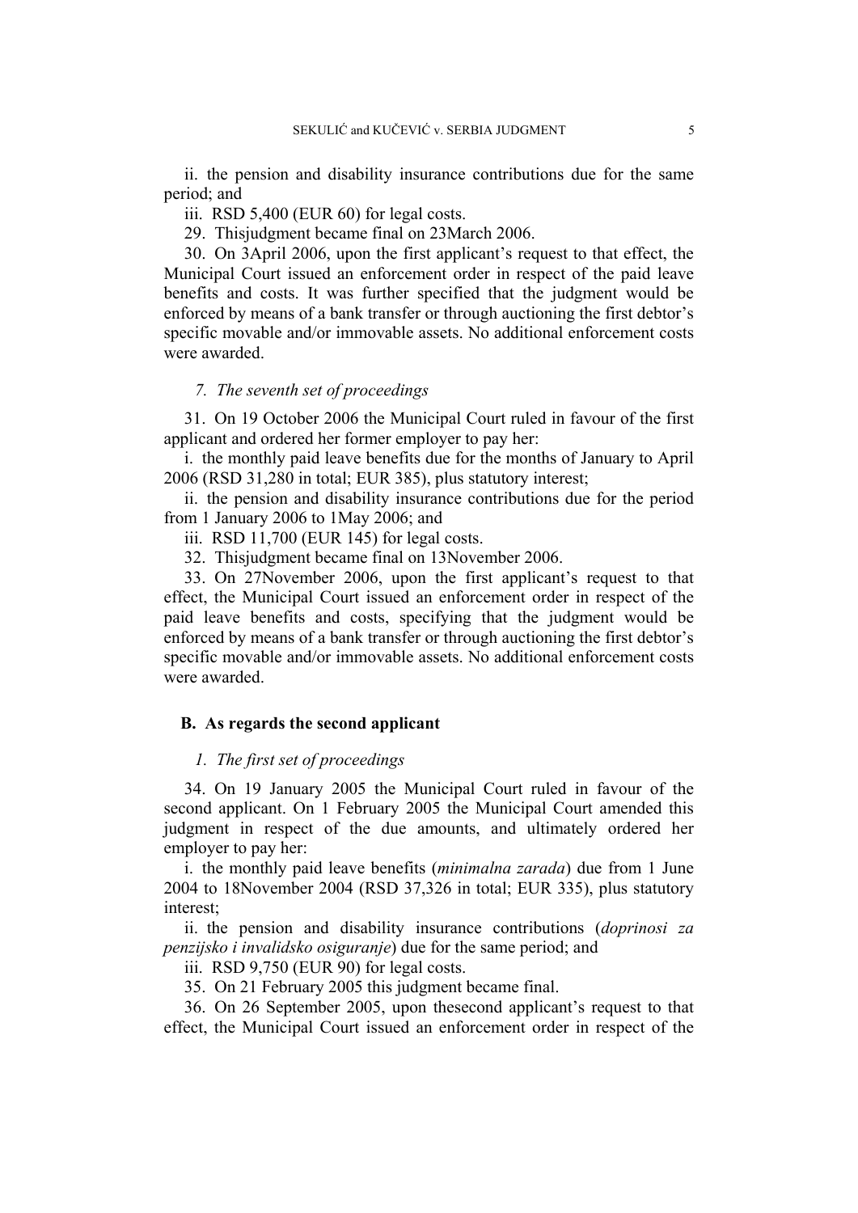ii. the pension and disability insurance contributions due for the same period; and

iii. RSD 5,400 (EUR 60) for legal costs.

29. Thisjudgment became final on 23March 2006.

30. On 3April 2006, upon the first applicant's request to that effect, the Municipal Court issued an enforcement order in respect of the paid leave benefits and costs. It was further specified that the judgment would be enforced by means of a bank transfer or through auctioning the first debtor's specific movable and/or immovable assets. No additional enforcement costs were awarded.

### *7. The seventh set of proceedings*

31. On 19 October 2006 the Municipal Court ruled in favour of the first applicant and ordered her former employer to pay her:

i. the monthly paid leave benefits due for the months of January to April 2006 (RSD 31,280 in total; EUR 385), plus statutory interest;

ii. the pension and disability insurance contributions due for the period from 1 January 2006 to 1May 2006; and

iii. RSD 11,700 (EUR 145) for legal costs.

32. Thisjudgment became final on 13November 2006.

33. On 27November 2006, upon the first applicant's request to that effect, the Municipal Court issued an enforcement order in respect of the paid leave benefits and costs, specifying that the judgment would be enforced by means of a bank transfer or through auctioning the first debtor's specific movable and/or immovable assets. No additional enforcement costs were awarded.

## **B. As regards the second applicant**

### *1. The first set of proceedings*

34. On 19 January 2005 the Municipal Court ruled in favour of the second applicant. On 1 February 2005 the Municipal Court amended this judgment in respect of the due amounts, and ultimately ordered her employer to pay her:

i. the monthly paid leave benefits (*minimalna zarada*) due from 1 June 2004 to 18November 2004 (RSD 37,326 in total; EUR 335), plus statutory interest;

ii. the pension and disability insurance contributions (*doprinosi za penzijsko i invalidsko osiguranje*) due for the same period; and

iii. RSD 9,750 (EUR 90) for legal costs.

35. On 21 February 2005 this judgment became final.

36. On 26 September 2005, upon thesecond applicant's request to that effect, the Municipal Court issued an enforcement order in respect of the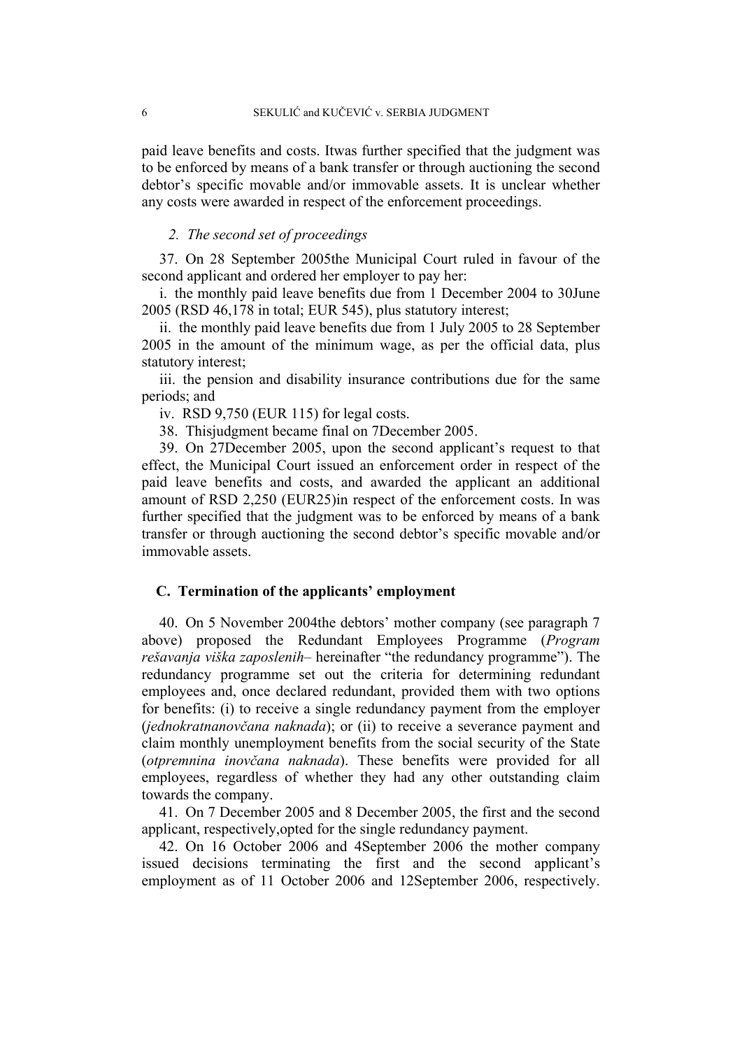paid leave benefits and costs. Itwas further specified that the judgment was to be enforced by means of a bank transfer or through auctioning the second debtor's specific movable and/or immovable assets. It is unclear whether any costs were awarded in respect of the enforcement proceedings.

### *2. The second set of proceedings*

37. On 28 September 2005the Municipal Court ruled in favour of the second applicant and ordered her employer to pay her:

i. the monthly paid leave benefits due from 1 December 2004 to 30June 2005 (RSD 46,178 in total; EUR 545), plus statutory interest;

ii. the monthly paid leave benefits due from 1 July 2005 to 28 September 2005 in the amount of the minimum wage, as per the official data, plus statutory interest;

iii. the pension and disability insurance contributions due for the same periods; and

iv. RSD 9,750 (EUR 115) for legal costs.

38. Thisjudgment became final on 7December 2005.

39. On 27December 2005, upon the second applicant's request to that effect, the Municipal Court issued an enforcement order in respect of the paid leave benefits and costs, and awarded the applicant an additional amount of RSD 2,250 (EUR25)in respect of the enforcement costs. In was further specified that the judgment was to be enforced by means of a bank transfer or through auctioning the second debtor's specific movable and/or immovable assets.

## C. Termination of the applicants' employment

40. On 5 November 2004the debtors' mother company (see paragraph 7 above) proposed the Redundant Employees Programme (*Program rešavanja viška zaposlenih*– hereinafter "the redundancy programme"). The redundancy programme set out the criteria for determining redundant employees and, once declared redundant, provided them with two options for benefits: (i) to receive a single redundancy payment from the employer (*jednokratnanovčana naknada*); or (ii) to receive a severance payment and claim monthly unemployment benefits from the social security of the State (*otpremnina inovčana naknada*). These benefits were provided for all employees, regardless of whether they had any other outstanding claim towards the company.

41. On 7 December 2005 and 8 December 2005, the first and the second applicant, respectively,opted for the single redundancy payment.

42. On 16 October 2006 and 4September 2006 the mother company issued decisions terminating the first and the second applicant's employment as of 11 October 2006 and 12September 2006, respectively.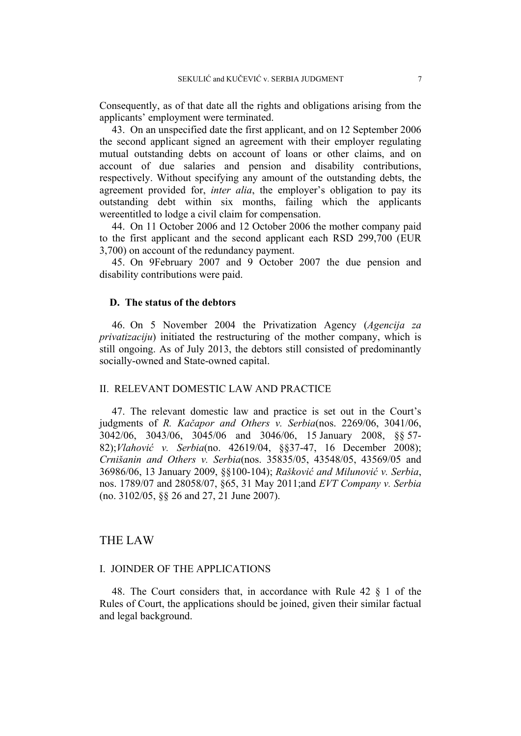Consequently, as of that date all the rights and obligations arising from the applicants' employment were terminated.

43. On an unspecified date the first applicant, and on 12 September 2006 the second applicant signed an agreement with their employer regulating mutual outstanding debts on account of loans or other claims, and on account of due salaries and pension and disability contributions, respectively. Without specifying any amount of the outstanding debts, the agreement provided for, *inter alia*, the employer's obligation to pay its outstanding debt within six months, failing which the applicants wereentitled to lodge a civil claim for compensation.

44. On 11 October 2006 and 12 October 2006 the mother company paid to the first applicant and the second applicant each RSD 299,700 (EUR 3,700) on account of the redundancy payment.

45. On 9February 2007 and 9 October 2007 the due pension and disability contributions were paid.

### D. The status of the debtors

46. On 5 November 2004 the Privatization Agency (*Agencija za privatizaciju*) initiated the restructuring of the mother company, which is still ongoing. As of July 2013, the debtors still consisted of predominantly socially-owned and State-owned capital.

## II. RELEVANT DOMESTIC LAW AND PRACTICE

47. The relevant domestic law and practice is set out in the Court's judgments of *R. Kačapor and Others v. Serbia*(nos. 2269/06, 3041/06, 3042/06, 3043/06, 3045/06 and 3046/06, 15 January 2008, §§ 57-82);*Vlahović v. Serbia*(no. 42619/04, §§37-47, 16 December 2008); *Crnišanin and Others v. Serbia*(nos. 35835/05, 43548/05, 43569/05 and 36986/06, 13 January 2009, §§100-104); *Rašković and Milunović v. Serbia*, nos. 1789/07 and 28058/07, §65, 31 May 2011;and *EVT Company v. Serbia* (no. 3102/05, §§ 26 and 27, 21 June 2007).

# THE LAW

## I. JOINDER OF THE APPLICATIONS

48. The Court considers that, in accordance with Rule 42 § 1 of the Rules of Court, the applications should be joined, given their similar factual and legal background.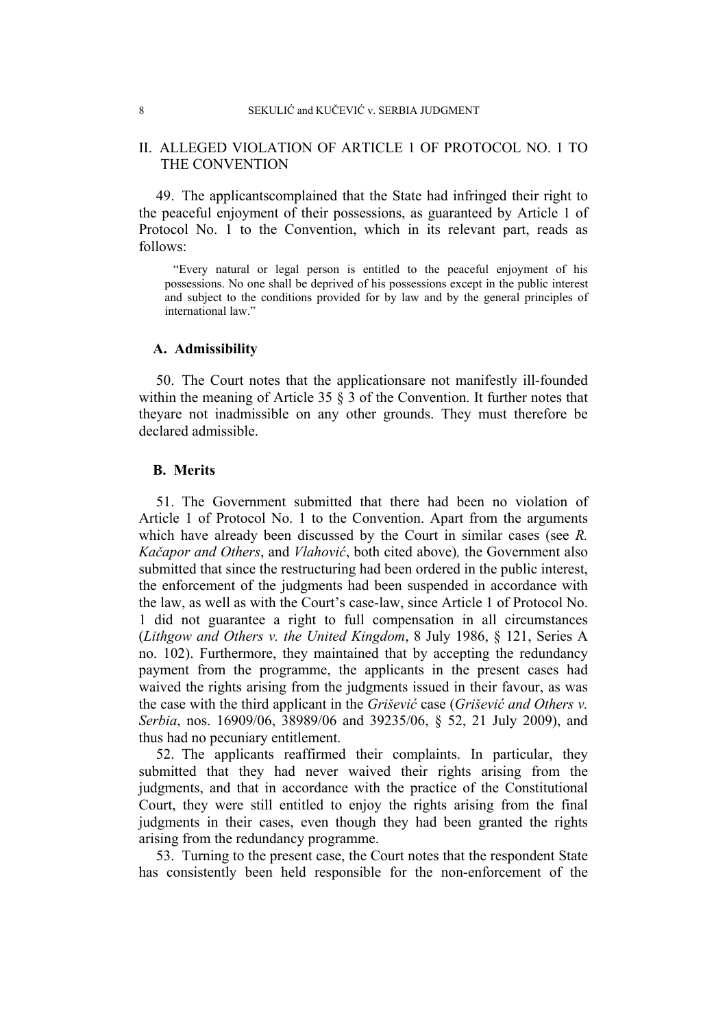## II. ALLEGED VIOLATION OF ARTICLE 1 OF PROTOCOL NO. 1 TO THE CONVENTION

49. The applicantscomplained that the State had infringed their right to the peaceful enjoyment of their possessions, as guaranteed by Article 1 of Protocol No. 1 to the Convention, which in its relevant part, reads as follows:

> "Every natural or legal person is entitled to the peaceful enjoyment of his possessions. No one shall be deprived of his possessions except in the public interest and subject to the conditions provided for by law and by the general principles of international law."

### A. Admissibility

50. The Court notes that the applicationsare not manifestly ill-founded within the meaning of Article 35 § 3 of the Convention. It further notes that theyare not inadmissible on any other grounds. They must therefore be declared admissible.

### B. Merits

51. The Government submitted that there had been no violation of Article 1 of Protocol No. 1 to the Convention. Apart from the arguments which have already been discussed by the Court in similar cases (see *R. Kačapor and Others*, and *Vlahović*, both cited above)*,* the Government also submitted that since the restructuring had been ordered in the public interest, the enforcement of the judgments had been suspended in accordance with the law, as well as with the Court's case-law, since Article 1 of Protocol No. 1 did not guarantee a right to full compensation in all circumstances (*Lithgow and Others v. the United Kingdom*, 8 July 1986, § 121, Series A no. 102). Furthermore, they maintained that by accepting the redundancy payment from the programme, the applicants in the present cases had waived the rights arising from the judgments issued in their favour, as was the case with the third applicant in the *Grišević* case (*Grišević and Others v. Serbia*, nos. 16909/06, 38989/06 and 39235/06, § 52, 21 July 2009), and thus had no pecuniary entitlement.

52. The applicants reaffirmed their complaints. In particular, they submitted that they had never waived their rights arising from the judgments, and that in accordance with the practice of the Constitutional Court, they were still entitled to enjoy the rights arising from the final judgments in their cases, even though they had been granted the rights arising from the redundancy programme.

53. Turning to the present case, the Court notes that the respondent State has consistently been held responsible for the non-enforcement of the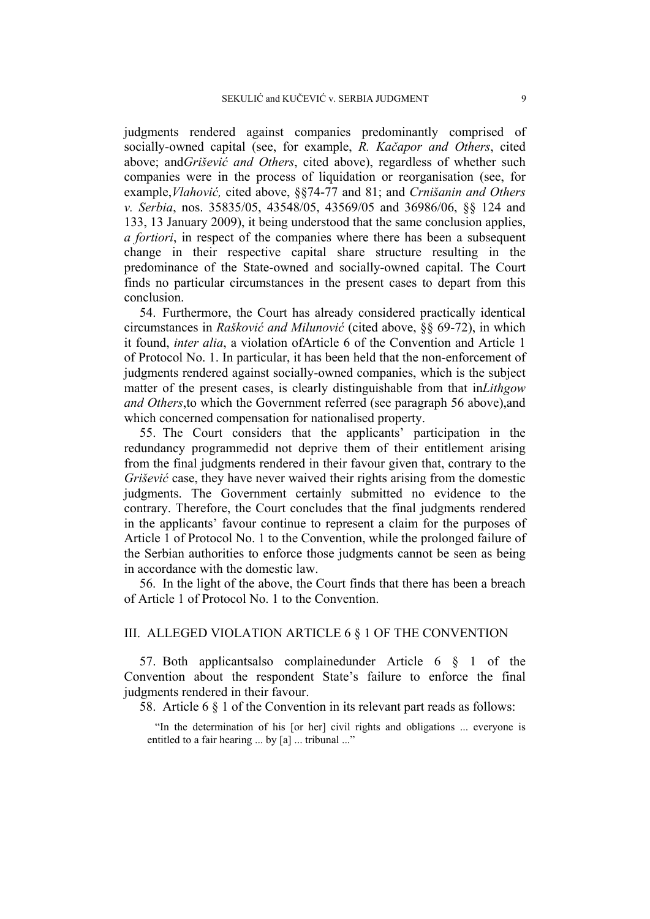judgments rendered against companies predominantly comprised of socially-owned capital (see, for example, *R. Kačapor and Others*, cited above; and*Grišević and Others*, cited above), regardless of whether such companies were in the process of liquidation or reorganisation (see, for example,*Vlahović,* cited above, §§74-77 and 81; and *Crnišanin and Others v. Serbia*, nos. 35835/05, 43548/05, 43569/05 and 36986/06, §§ 124 and 133, 13 January 2009), it being understood that the same conclusion applies, *a fortiori*, in respect of the companies where there has been a subsequent change in their respective capital share structure resulting in the predominance of the State-owned and socially-owned capital. The Court finds no particular circumstances in the present cases to depart from this conclusion.

54. Furthermore, the Court has already considered practically identical circumstances in *Rašković and Milunović* (cited above, §§ 69-72), in which it found, *inter alia*, a violation ofArticle 6 of the Convention and Article 1 of Protocol No. 1. In particular, it has been held that the non-enforcement of judgments rendered against socially-owned companies, which is the subject matter of the present cases, is clearly distinguishable from that in*Lithgow and Others*,to which the Government referred (see paragraph 56 above),and which concerned compensation for nationalised property.

55. The Court considers that the applicants' participation in the redundancy programmedid not deprive them of their entitlement arising from the final judgments rendered in their favour given that, contrary to the *Grišević* case, they have never waived their rights arising from the domestic judgments. The Government certainly submitted no evidence to the contrary. Therefore, the Court concludes that the final judgments rendered in the applicants' favour continue to represent a claim for the purposes of Article 1 of Protocol No. 1 to the Convention, while the prolonged failure of the Serbian authorities to enforce those judgments cannot be seen as being in accordance with the domestic law.

56. In the light of the above, the Court finds that there has been a breach of Article 1 of Protocol No. 1 to the Convention.

## III. ALLEGED VIOLATION ARTICLE 6 § 1 OF THE CONVENTION

57. Both applicantsalso complainedunder Article 6 § 1 of the Convention about the respondent State's failure to enforce the final judgments rendered in their favour.

58. Article 6 § 1 of the Convention in its relevant part reads as follows:

> "In the determination of his [or her] civil rights and obligations ... everyone is entitled to a fair hearing ... by [a] ... tribunal ..."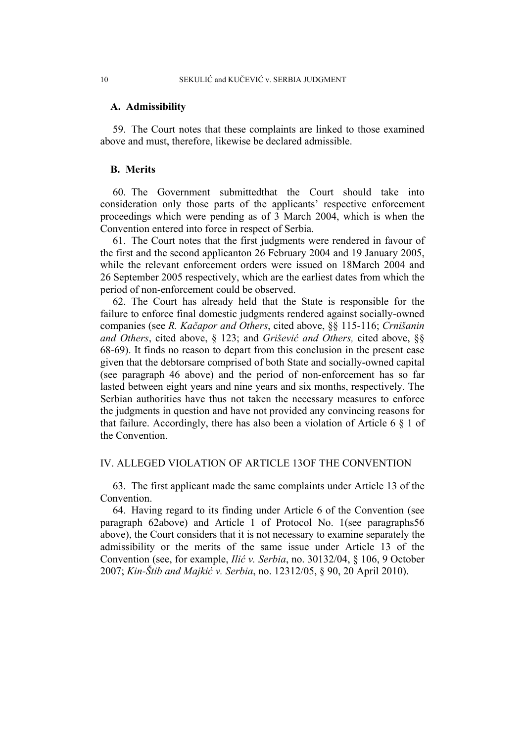### A. Admissibility

59. The Court notes that these complaints are linked to those examined above and must, therefore, likewise be declared admissible.

### B. Merits

60. The Government submittedthat the Court should take into consideration only those parts of the applicants' respective enforcement proceedings which were pending as of 3 March 2004, which is when the Convention entered into force in respect of Serbia.

61. The Court notes that the first judgments were rendered in favour of the first and the second applicanton 26 February 2004 and 19 January 2005, while the relevant enforcement orders were issued on 18March 2004 and 26 September 2005 respectively, which are the earliest dates from which the period of non-enforcement could be observed.

62. The Court has already held that the State is responsible for the failure to enforce final domestic judgments rendered against socially-owned companies (see *R. Kačapor and Others*, cited above, §§ 115-116; *Crnišanin and Others*, cited above, § 123; and *Grišević and Others,* cited above, §§ 68-69). It finds no reason to depart from this conclusion in the present case given that the debtorsare comprised of both State and socially-owned capital (see paragraph 46 above) and the period of non-enforcement has so far lasted between eight years and nine years and six months, respectively. The Serbian authorities have thus not taken the necessary measures to enforce the judgments in question and have not provided any convincing reasons for that failure. Accordingly, there has also been a violation of Article 6 § 1 of the Convention.

## IV. ALLEGED VIOLATION OF ARTICLE 13OF THE CONVENTION

63. The first applicant made the same complaints under Article 13 of the Convention.

64. Having regard to its finding under Article 6 of the Convention (see paragraph 62above) and Article 1 of Protocol No. 1(see paragraphs56 above), the Court considers that it is not necessary to examine separately the admissibility or the merits of the same issue under Article 13 of the Convention (see, for example, *Ilić v. Serbia*, no. 30132/04, § 106, 9 October 2007; *Kin-Štib and Majkić v. Serbia*, no. 12312/05, § 90, 20 April 2010).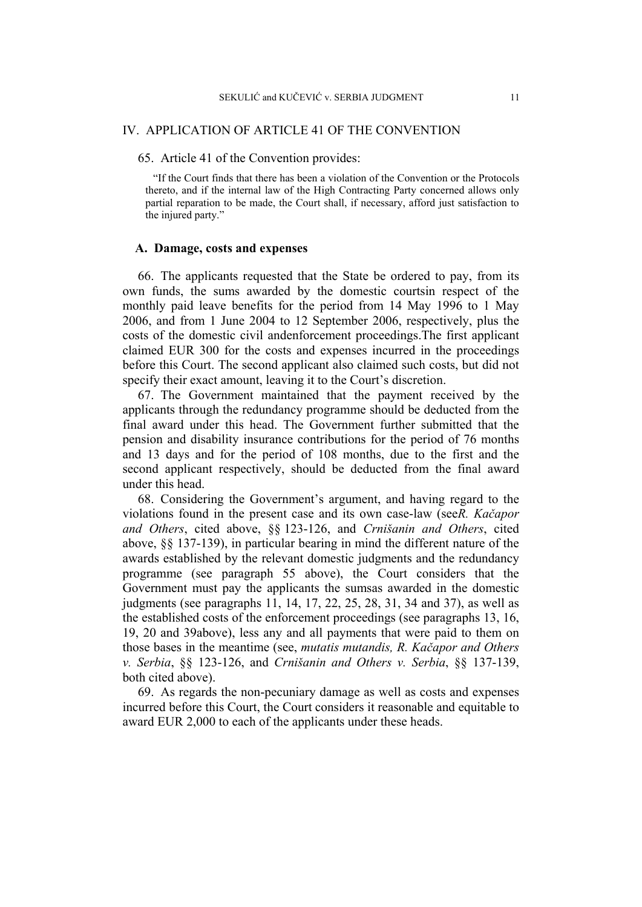## IV. APPLICATION OF ARTICLE 41 OF THE CONVENTION

65. Article 41 of the Convention provides:

> "If the Court finds that there has been a violation of the Convention or the Protocols thereto, and if the internal law of the High Contracting Party concerned allows only partial reparation to be made, the Court shall, if necessary, afford just satisfaction to the injured party."

### A. Damage, costs and expenses

66. The applicants requested that the State be ordered to pay, from its own funds, the sums awarded by the domestic courtsin respect of the monthly paid leave benefits for the period from 14 May 1996 to 1 May 2006, and from 1 June 2004 to 12 September 2006, respectively, plus the costs of the domestic civil andenforcement proceedings.The first applicant claimed EUR 300 for the costs and expenses incurred in the proceedings before this Court. The second applicant also claimed such costs, but did not specify their exact amount, leaving it to the Court's discretion.

67. The Government maintained that the payment received by the applicants through the redundancy programme should be deducted from the final award under this head. The Government further submitted that the pension and disability insurance contributions for the period of 76 months and 13 days and for the period of 108 months, due to the first and the second applicant respectively, should be deducted from the final award under this head.

68. Considering the Government's argument, and having regard to the violations found in the present case and its own case-law (see*R. Kačapor and Others*, cited above, §§ 123-126, and *Crnišanin and Others*, cited above, §§ 137-139), in particular bearing in mind the different nature of the awards established by the relevant domestic judgments and the redundancy programme (see paragraph 55 above), the Court considers that the Government must pay the applicants the sumsas awarded in the domestic judgments (see paragraphs 11, 14, 17, 22, 25, 28, 31, 34 and 37), as well as the established costs of the enforcement proceedings (see paragraphs 13, 16, 19, 20 and 39above), less any and all payments that were paid to them on those bases in the meantime (see, *mutatis mutandis, R. Kačapor and Others v. Serbia*, §§ 123-126, and *Crnišanin and Others v. Serbia*, §§ 137-139, both cited above).

69. As regards the non-pecuniary damage as well as costs and expenses incurred before this Court, the Court considers it reasonable and equitable to award EUR 2,000 to each of the applicants under these heads.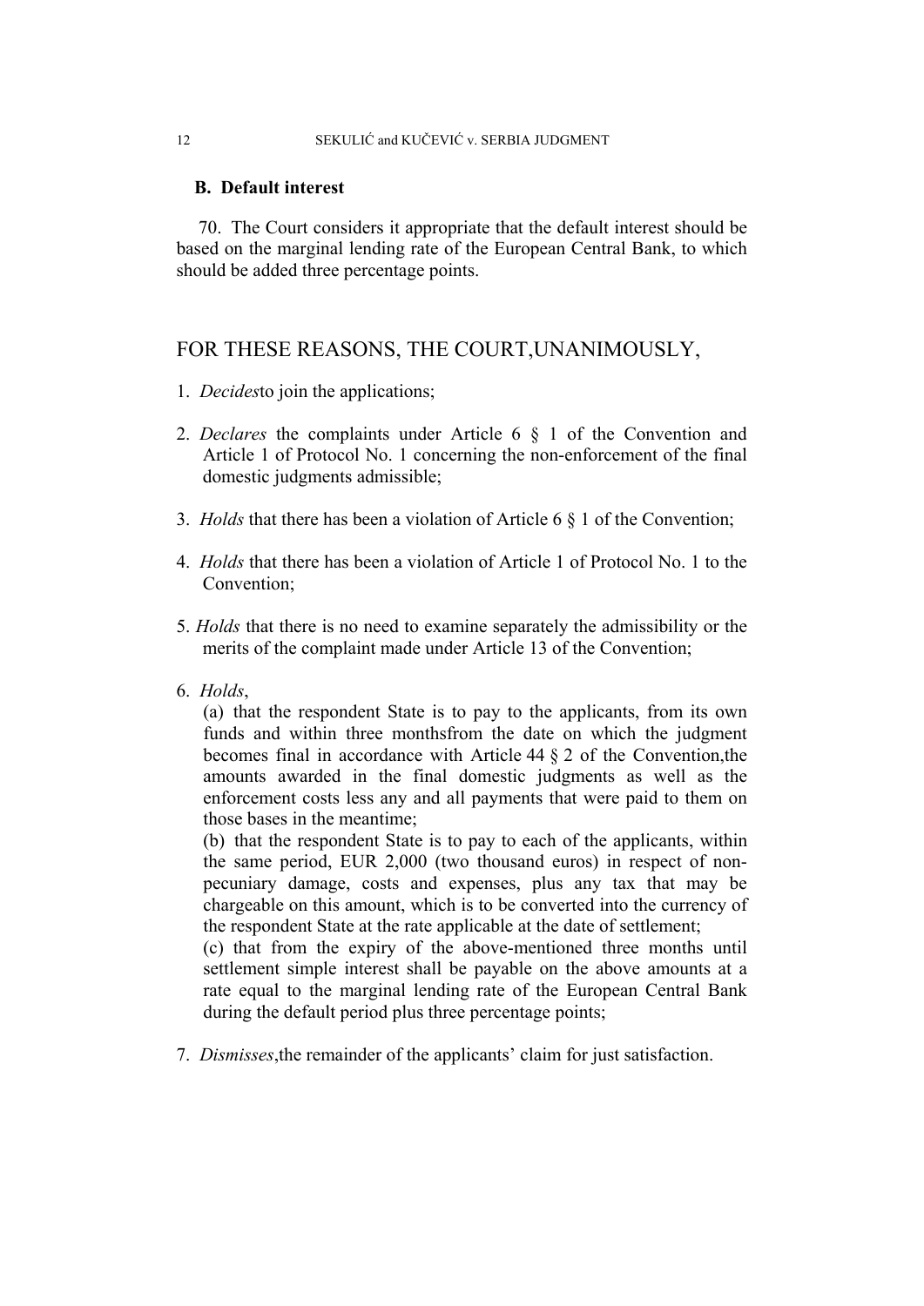## B. Default interest

70. The Court considers it appropriate that the default interest should be based on the marginal lending rate of the European Central Bank, to which should be added three percentage points.

## FOR THESE REASONS, THE COURT,UNANIMOUSLY,

1. *Decides*to join the applications;

2. *Declares* the complaints under Article 6 § 1 of the Convention and Article 1 of Protocol No. 1 concerning the non-enforcement of the final domestic judgments admissible;

3. *Holds* that there has been a violation of Article 6 § 1 of the Convention;

4. *Holds* that there has been a violation of Article 1 of Protocol No. 1 to the Convention;

5. *Holds* that there is no need to examine separately the admissibility or the merits of the complaint made under Article 13 of the Convention;

6. *Holds*,

   (a) that the respondent State is to pay to the applicants, from its own funds and within three monthsfrom the date on which the judgment becomes final in accordance with Article 44 § 2 of the Convention,the amounts awarded in the final domestic judgments as well as the enforcement costs less any and all payments that were paid to them on those bases in the meantime;

   (b) that the respondent State is to pay to each of the applicants, within the same period, EUR 2,000 (two thousand euros) in respect of non-pecuniary damage, costs and expenses, plus any tax that may be chargeable on this amount, which is to be converted into the currency of the respondent State at the rate applicable at the date of settlement;

   (c) that from the expiry of the above-mentioned three months until settlement simple interest shall be payable on the above amounts at a rate equal to the marginal lending rate of the European Central Bank during the default period plus three percentage points;

7. *Dismisses*,the remainder of the applicants' claim for just satisfaction.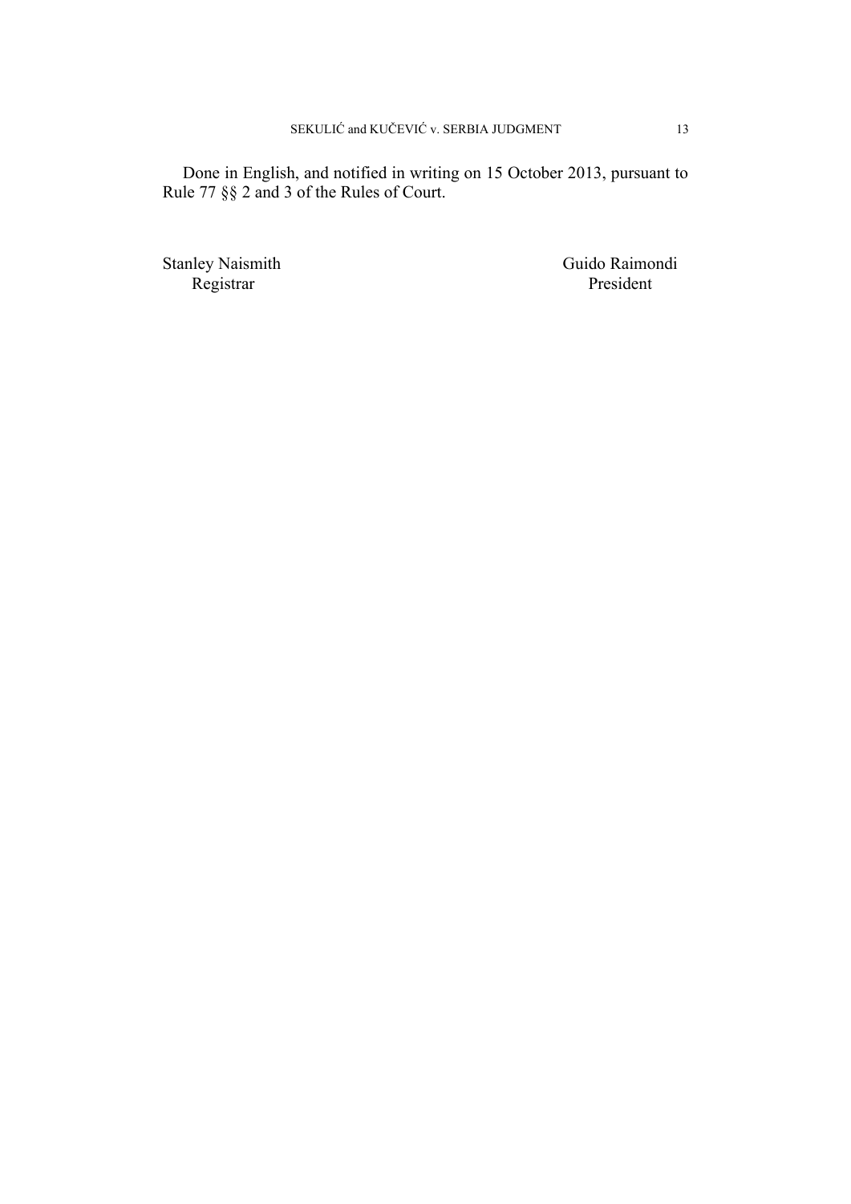Done in English, and notified in writing on 15 October 2013, pursuant to Rule 77 §§ 2 and 3 of the Rules of Court.

| | |
|---|---|
| Stanley Naismith | Guido Raimondi |
| Registrar | President |